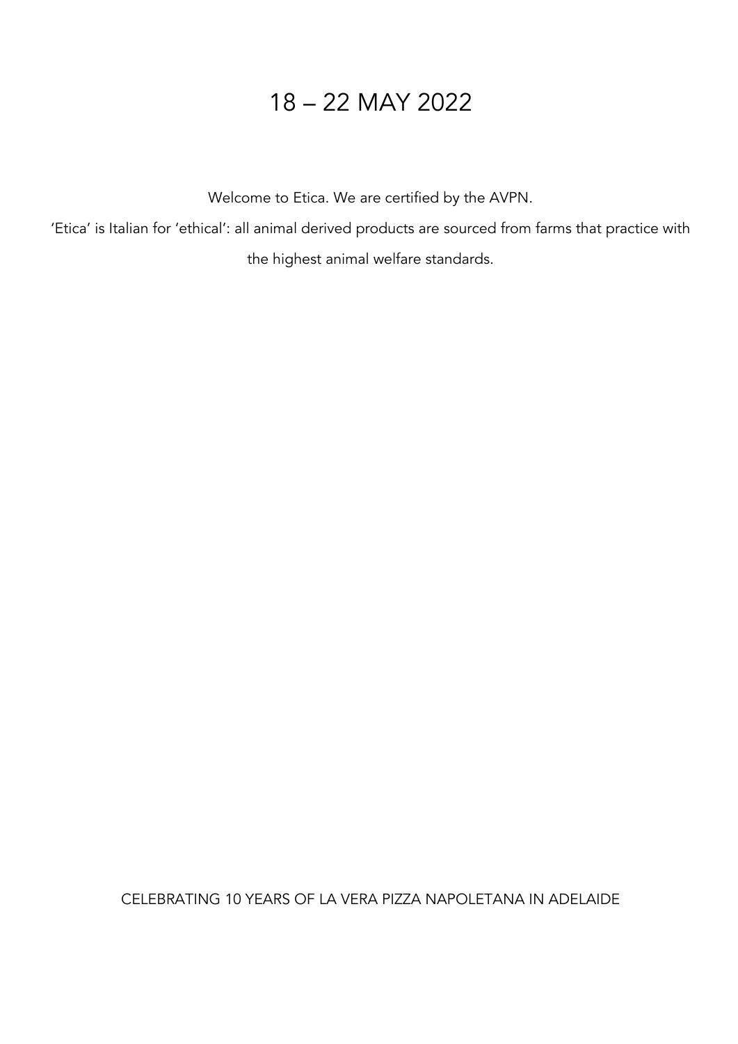# 18 – 22 MAY 2022

Welcome to Etica. We are certified by the AVPN.

'Etica' is Italian for 'ethical': all animal derived products are sourced from farms that practice with the highest animal welfare standards.

CELEBRATING 10 YEARS OF LA VERA PIZZA NAPOLETANA IN ADELAIDE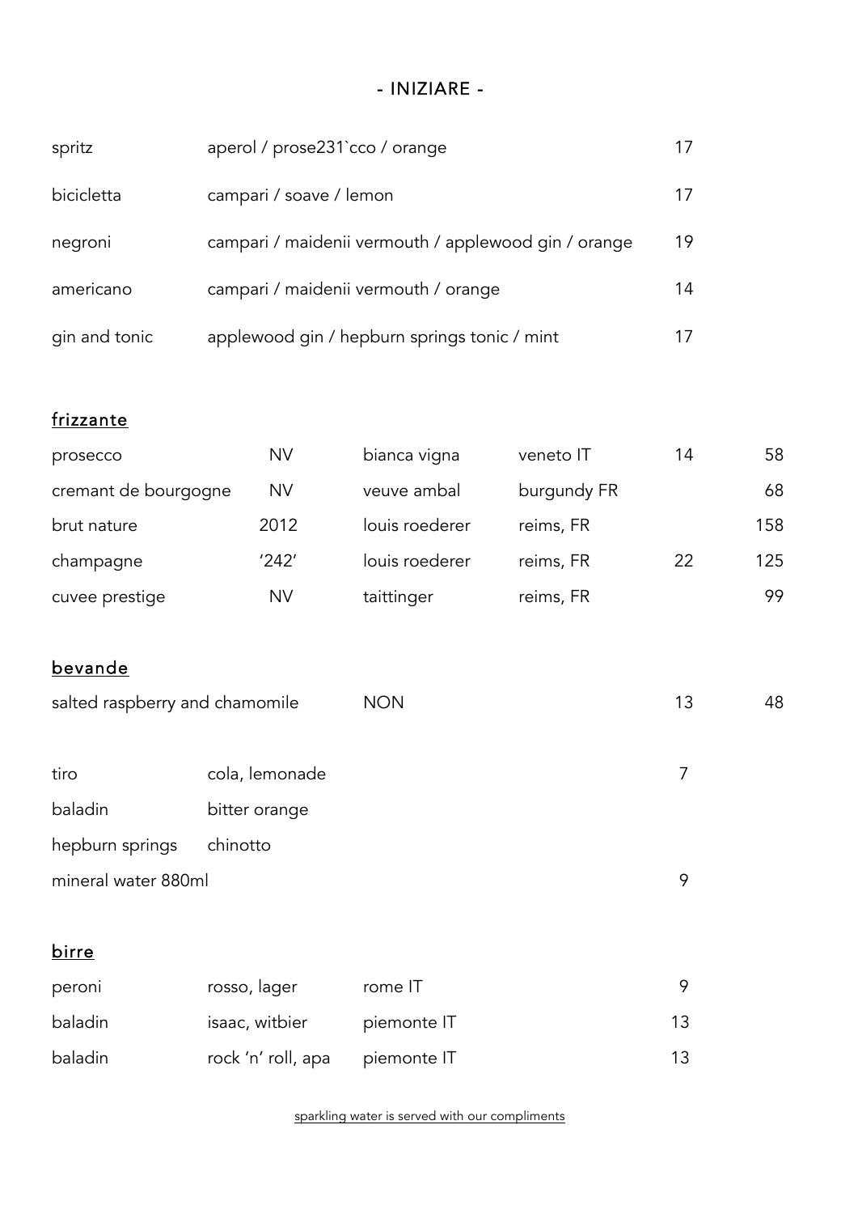# - INIZIARE -

| | | |
|---|---|---|
| spritz | aperol / prose231`cco / orange | 17 |
| bicicletta | campari / soave / lemon | 17 |
| negroni | campari / maidenii vermouth / applewood gin / orange | 19 |
| americano | campari / maidenii vermouth / orange | 14 |
| gin and tonic | applewood gin / hepburn springs tonic / mint | 17 |

## frizzante

| | | | | | |
|---|---|---|---|---|---|
| prosecco | NV | bianca vigna | veneto IT | 14 | 58 |
| cremant de bourgogne | NV | veuve ambal | burgundy FR | | 68 |
| brut nature | 2012 | louis roederer | reims, FR | | 158 |
| champagne | '242' | louis roederer | reims, FR | 22 | 125 |
| cuvee prestige | NV | taittinger | reims, FR | | 99 |

## bevande

| | | | |
|---|---|---|---|
| salted raspberry and chamomile | NON | 13 | 48 |

| | | |
|---|---|---|
| tiro | cola, lemonade | 7 |
| baladin | bitter orange | |
| hepburn springs | chinotto | |
| mineral water 880ml | | 9 |

## birre

| | | | |
|---|---|---|---|
| peroni | rosso, lager | rome IT | 9 |
| baladin | isaac, witbier | piemonte IT | 13 |
| baladin | rock 'n' roll, apa | piemonte IT | 13 |

sparkling water is served with our compliments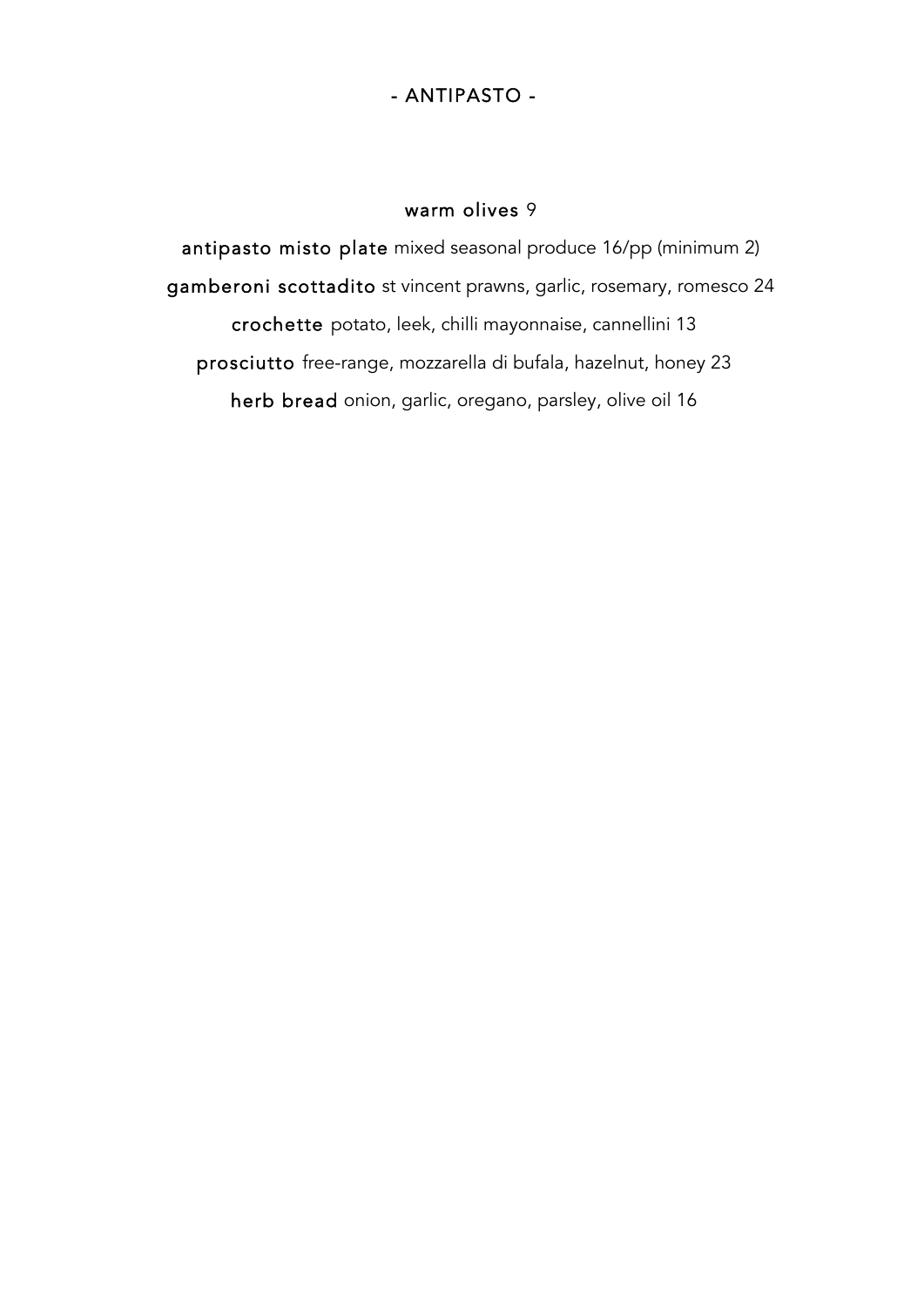## - ANTIPASTO -

**warm olives** 9

**antipasto misto plate** mixed seasonal produce 16/pp (minimum 2)

**gamberoni scottadito** st vincent prawns, garlic, rosemary, romesco 24

**crochette** potato, leek, chilli mayonnaise, cannellini 13

**prosciutto** free-range, mozzarella di bufala, hazelnut, honey 23

**herb bread** onion, garlic, oregano, parsley, olive oil 16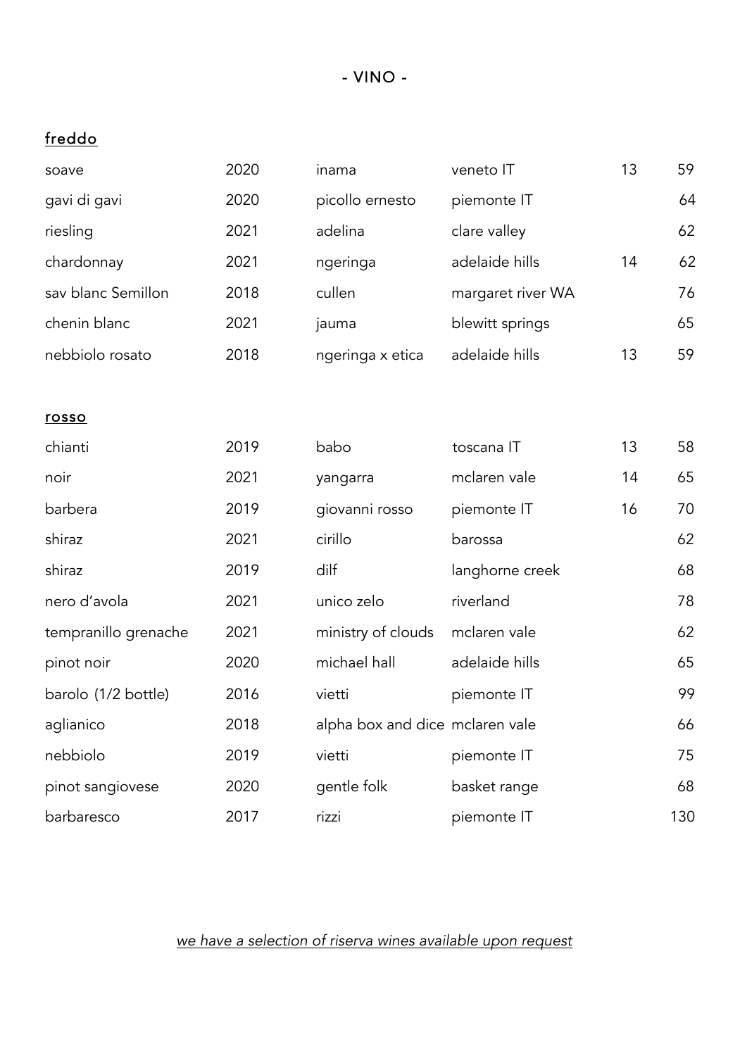# - VINO -

## freddo

| | | | | | |
|---|---|---|---|---|---|
| soave | 2020 | inama | veneto IT | 13 | 59 |
| gavi di gavi | 2020 | picollo ernesto | piemonte IT | | 64 |
| riesling | 2021 | adelina | clare valley | | 62 |
| chardonnay | 2021 | ngeringa | adelaide hills | 14 | 62 |
| sav blanc Semillon | 2018 | cullen | margaret river WA | | 76 |
| chenin blanc | 2021 | jauma | blewitt springs | | 65 |
| nebbiolo rosato | 2018 | ngeringa x etica | adelaide hills | 13 | 59 |

## rosso

| | | | | | |
|---|---|---|---|---|---|
| chianti | 2019 | babo | toscana IT | 13 | 58 |
| noir | 2021 | yangarra | mclaren vale | 14 | 65 |
| barbera | 2019 | giovanni rosso | piemonte IT | 16 | 70 |
| shiraz | 2021 | cirillo | barossa | | 62 |
| shiraz | 2019 | dilf | langhorne creek | | 68 |
| nero d'avola | 2021 | unico zelo | riverland | | 78 |
| tempranillo grenache | 2021 | ministry of clouds | mclaren vale | | 62 |
| pinot noir | 2020 | michael hall | adelaide hills | | 65 |
| barolo (1/2 bottle) | 2016 | vietti | piemonte IT | | 99 |
| aglianico | 2018 | alpha box and dice | mclaren vale | | 66 |
| nebbiolo | 2019 | vietti | piemonte IT | | 75 |
| pinot sangiovese | 2020 | gentle folk | basket range | | 68 |
| barbaresco | 2017 | rizzi | piemonte IT | | 130 |

*we have a selection of riserva wines available upon request*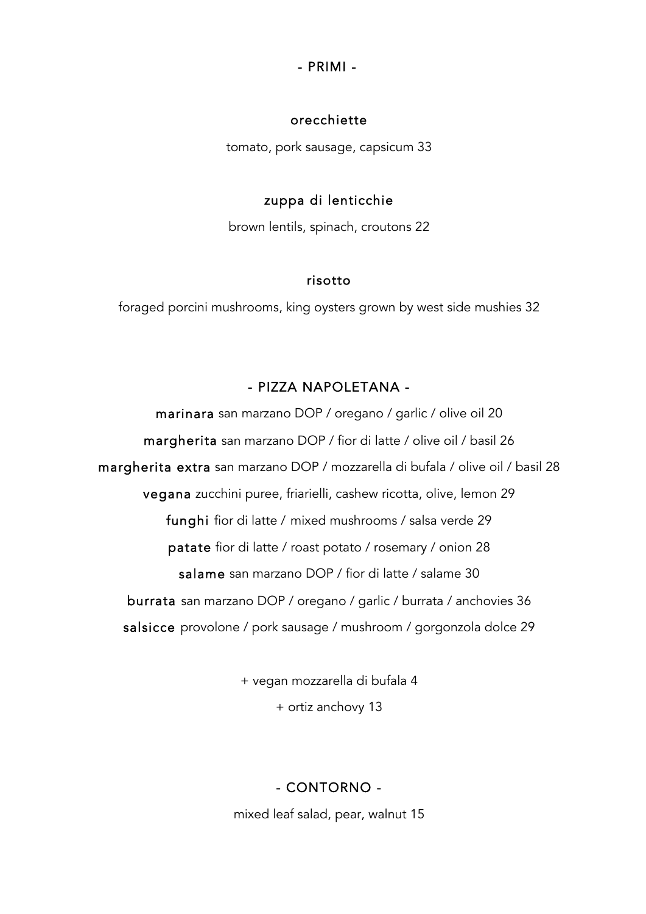## - PRIMI -

### orecchiette

tomato, pork sausage, capsicum 33

### zuppa di lenticchie

brown lentils, spinach, croutons 22

### risotto

foraged porcini mushrooms, king oysters grown by west side mushies 32

## - PIZZA NAPOLETANA -

**marinara** san marzano DOP / oregano / garlic / olive oil 20

**margherita** san marzano DOP / fior di latte / olive oil / basil 26

**margherita extra** san marzano DOP / mozzarella di bufala / olive oil / basil 28

**vegana** zucchini puree, friarielli, cashew ricotta, olive, lemon 29

**funghi** fior di latte / mixed mushrooms / salsa verde 29

**patate** fior di latte / roast potato / rosemary / onion 28

**salame** san marzano DOP / fior di latte / salame 30

**burrata** san marzano DOP / oregano / garlic / burrata / anchovies 36

**salsicce** provolone / pork sausage / mushroom / gorgonzola dolce 29

+ vegan mozzarella di bufala 4

+ ortiz anchovy 13

## - CONTORNO -

mixed leaf salad, pear, walnut 15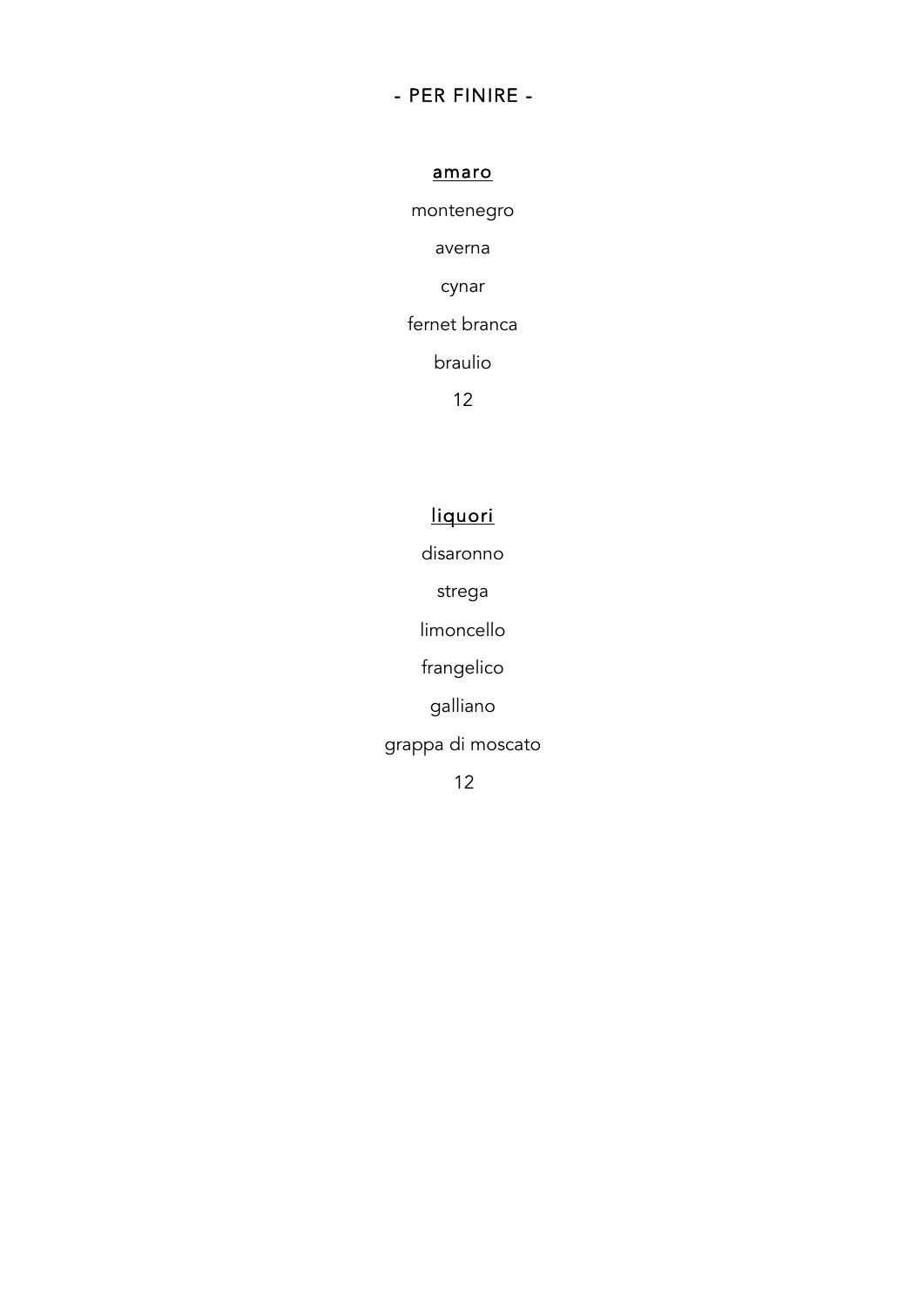# - PER FINIRE -

## amaro

montenegro

averna

cynar

fernet branca

braulio

12

## liquori

disaronno

strega

limoncello

frangelico

galliano

grappa di moscato

12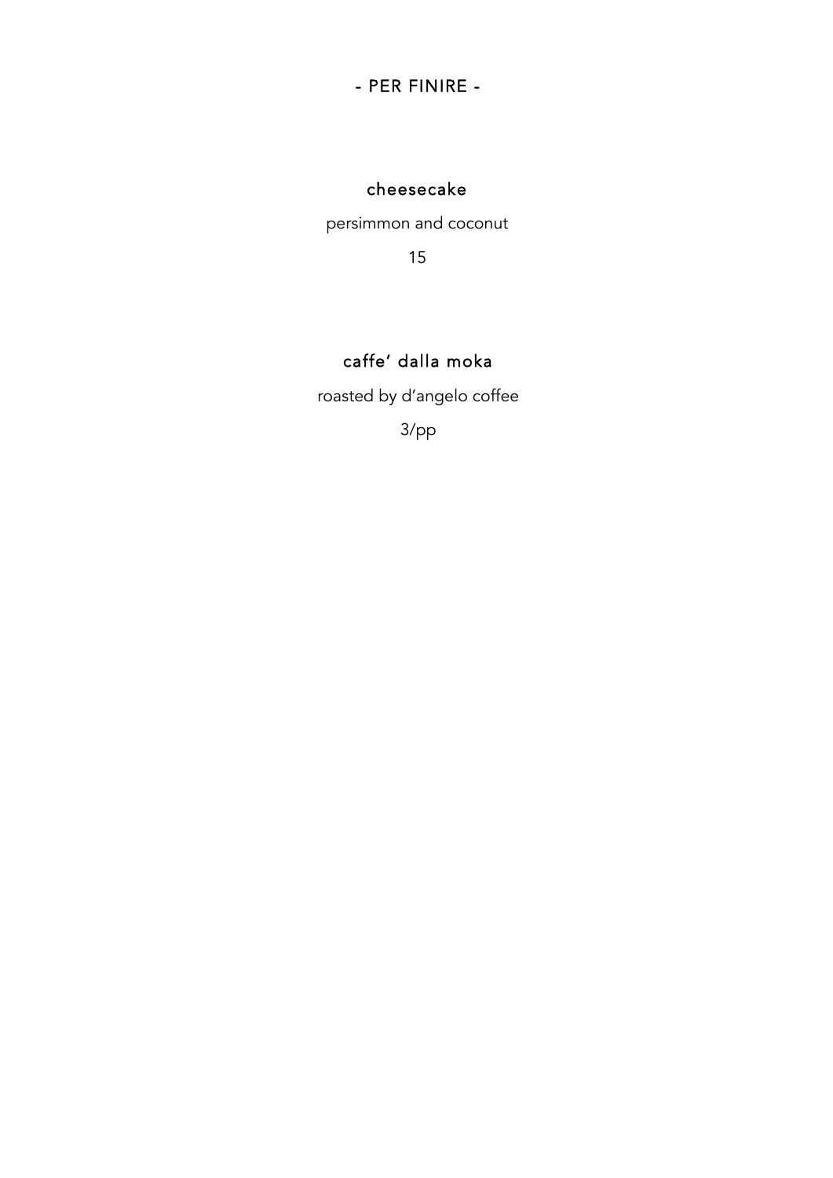## - PER FINIRE -

### cheesecake

persimmon and coconut

15

### caffe' dalla moka

roasted by d'angelo coffee

3/pp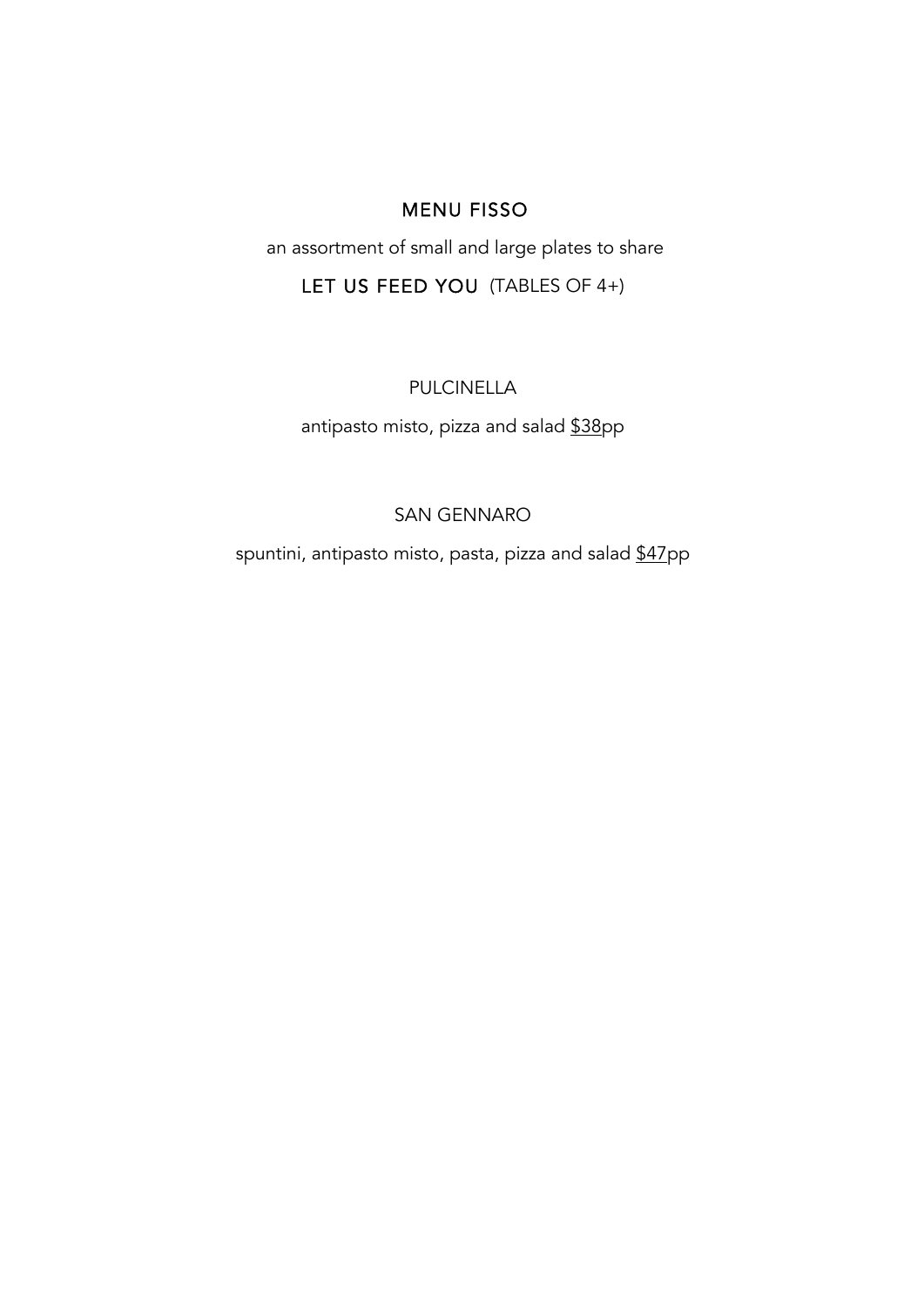## MENU FISSO

an assortment of small and large plates to share

LET US FEED YOU (TABLES OF 4+)

PULCINELLA

antipasto misto, pizza and salad $38pp

SAN GENNARO

spuntini, antipasto misto, pasta, pizza and salad $47pp